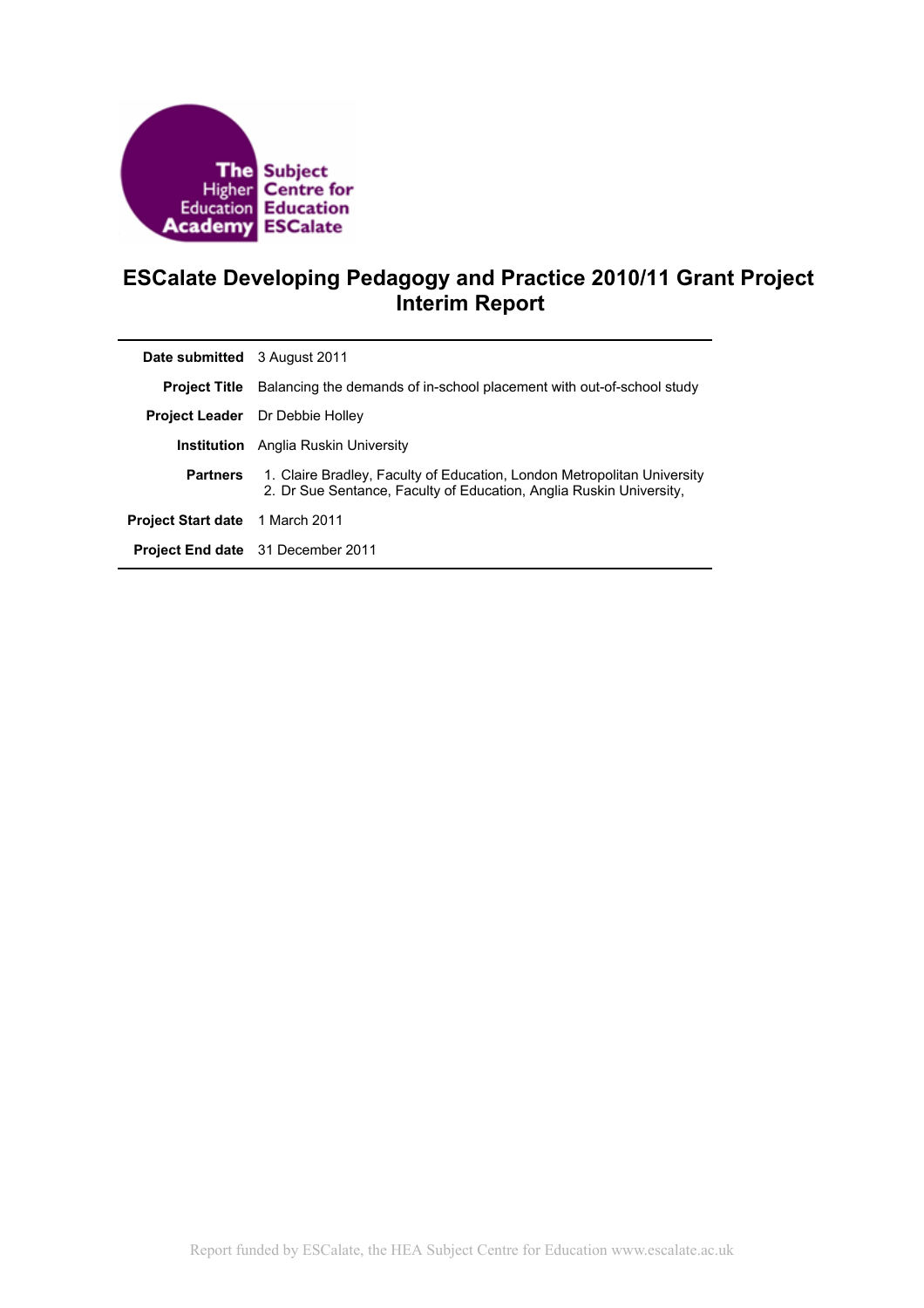# ESCalate Developing Pedagogy and Practice 2010/11 Grant Project Interim Report

| | |
|---|---|
| **Date submitted** | 3 August 2011 |
| **Project Title** | Balancing the demands of in-school placement with out-of-school study |
| **Project Leader** | Dr Debbie Holley |
| **Institution** | Anglia Ruskin University |
| **Partners** | 1. Claire Bradley, Faculty of Education, London Metropolitan University<br>2. Dr Sue Sentance, Faculty of Education, Anglia Ruskin University, |
| **Project Start date** | 1 March 2011 |
| **Project End date** | 31 December 2011 |

Report funded by ESCalate, the HEA Subject Centre for Education www.escalate.ac.uk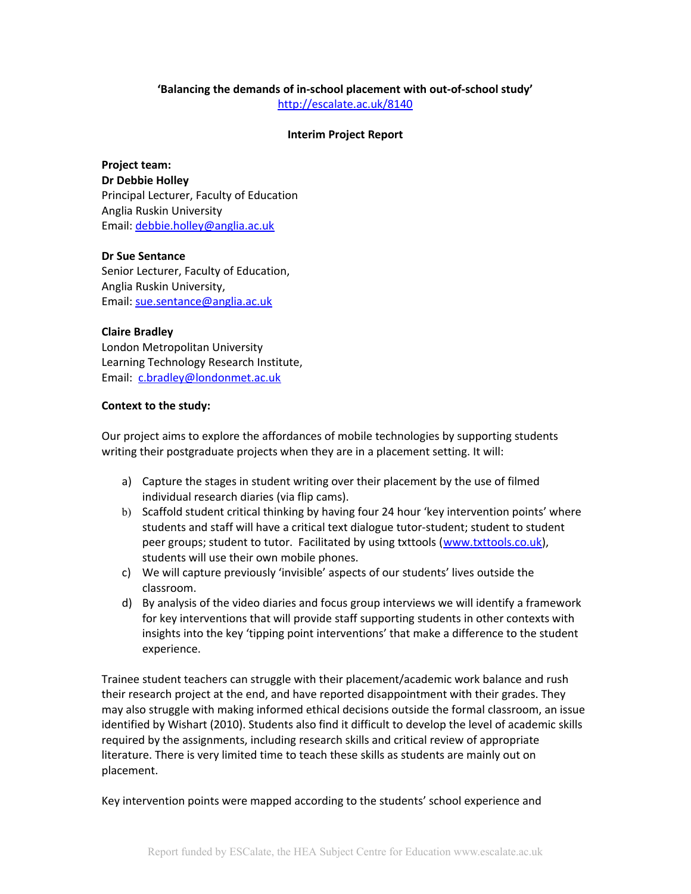**'Balancing the demands of in-school placement with out-of-school study'**

http://escalate.ac.uk/8140

**Interim Project Report**

**Project team:**

**Dr Debbie Holley**
Principal Lecturer, Faculty of Education
Anglia Ruskin University
Email: debbie.holley@anglia.ac.uk

**Dr Sue Sentance**
Senior Lecturer, Faculty of Education,
Anglia Ruskin University,
Email: sue.sentance@anglia.ac.uk

**Claire Bradley**
London Metropolitan University
Learning Technology Research Institute,
Email: c.bradley@londonmet.ac.uk

**Context to the study:**

Our project aims to explore the affordances of mobile technologies by supporting students writing their postgraduate projects when they are in a placement setting. It will:

a) Capture the stages in student writing over their placement by the use of filmed individual research diaries (via flip cams).
b) Scaffold student critical thinking by having four 24 hour 'key intervention points' where students and staff will have a critical text dialogue tutor-student; student to student peer groups; student to tutor. Facilitated by using txttools (www.txttools.co.uk), students will use their own mobile phones.
c) We will capture previously 'invisible' aspects of our students' lives outside the classroom.
d) By analysis of the video diaries and focus group interviews we will identify a framework for key interventions that will provide staff supporting students in other contexts with insights into the key 'tipping point interventions' that make a difference to the student experience.

Trainee student teachers can struggle with their placement/academic work balance and rush their research project at the end, and have reported disappointment with their grades. They may also struggle with making informed ethical decisions outside the formal classroom, an issue identified by Wishart (2010). Students also find it difficult to develop the level of academic skills required by the assignments, including research skills and critical review of appropriate literature. There is very limited time to teach these skills as students are mainly out on placement.

Key intervention points were mapped according to the students' school experience and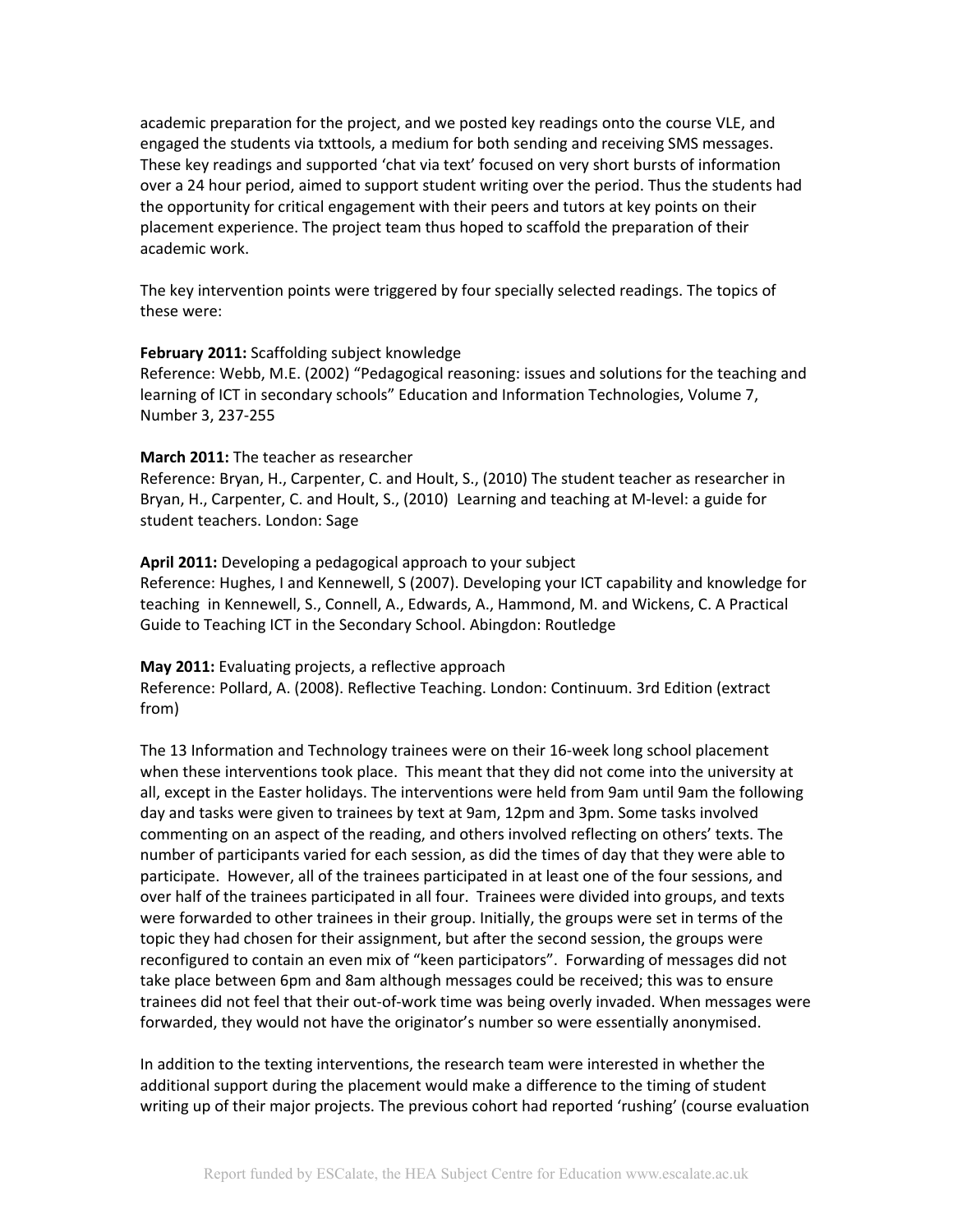academic preparation for the project, and we posted key readings onto the course VLE, and engaged the students via txttools, a medium for both sending and receiving SMS messages. These key readings and supported 'chat via text' focused on very short bursts of information over a 24 hour period, aimed to support student writing over the period. Thus the students had the opportunity for critical engagement with their peers and tutors at key points on their placement experience. The project team thus hoped to scaffold the preparation of their academic work.

The key intervention points were triggered by four specially selected readings. The topics of these were:

**February 2011:** Scaffolding subject knowledge
Reference: Webb, M.E. (2002) "Pedagogical reasoning: issues and solutions for the teaching and learning of ICT in secondary schools" Education and Information Technologies, Volume 7, Number 3, 237-255

**March 2011:** The teacher as researcher
Reference: Bryan, H., Carpenter, C. and Hoult, S., (2010) The student teacher as researcher in Bryan, H., Carpenter, C. and Hoult, S., (2010) Learning and teaching at M-level: a guide for student teachers. London: Sage

**April 2011:** Developing a pedagogical approach to your subject
Reference: Hughes, I and Kennewell, S (2007). Developing your ICT capability and knowledge for teaching in Kennewell, S., Connell, A., Edwards, A., Hammond, M. and Wickens, C. A Practical Guide to Teaching ICT in the Secondary School. Abingdon: Routledge

**May 2011:** Evaluating projects, a reflective approach
Reference: Pollard, A. (2008). Reflective Teaching. London: Continuum. 3rd Edition (extract from)

The 13 Information and Technology trainees were on their 16-week long school placement when these interventions took place. This meant that they did not come into the university at all, except in the Easter holidays. The interventions were held from 9am until 9am the following day and tasks were given to trainees by text at 9am, 12pm and 3pm. Some tasks involved commenting on an aspect of the reading, and others involved reflecting on others' texts. The number of participants varied for each session, as did the times of day that they were able to participate. However, all of the trainees participated in at least one of the four sessions, and over half of the trainees participated in all four. Trainees were divided into groups, and texts were forwarded to other trainees in their group. Initially, the groups were set in terms of the topic they had chosen for their assignment, but after the second session, the groups were reconfigured to contain an even mix of "keen participators". Forwarding of messages did not take place between 6pm and 8am although messages could be received; this was to ensure trainees did not feel that their out-of-work time was being overly invaded. When messages were forwarded, they would not have the originator's number so were essentially anonymised.

In addition to the texting interventions, the research team were interested in whether the additional support during the placement would make a difference to the timing of student writing up of their major projects. The previous cohort had reported 'rushing' (course evaluation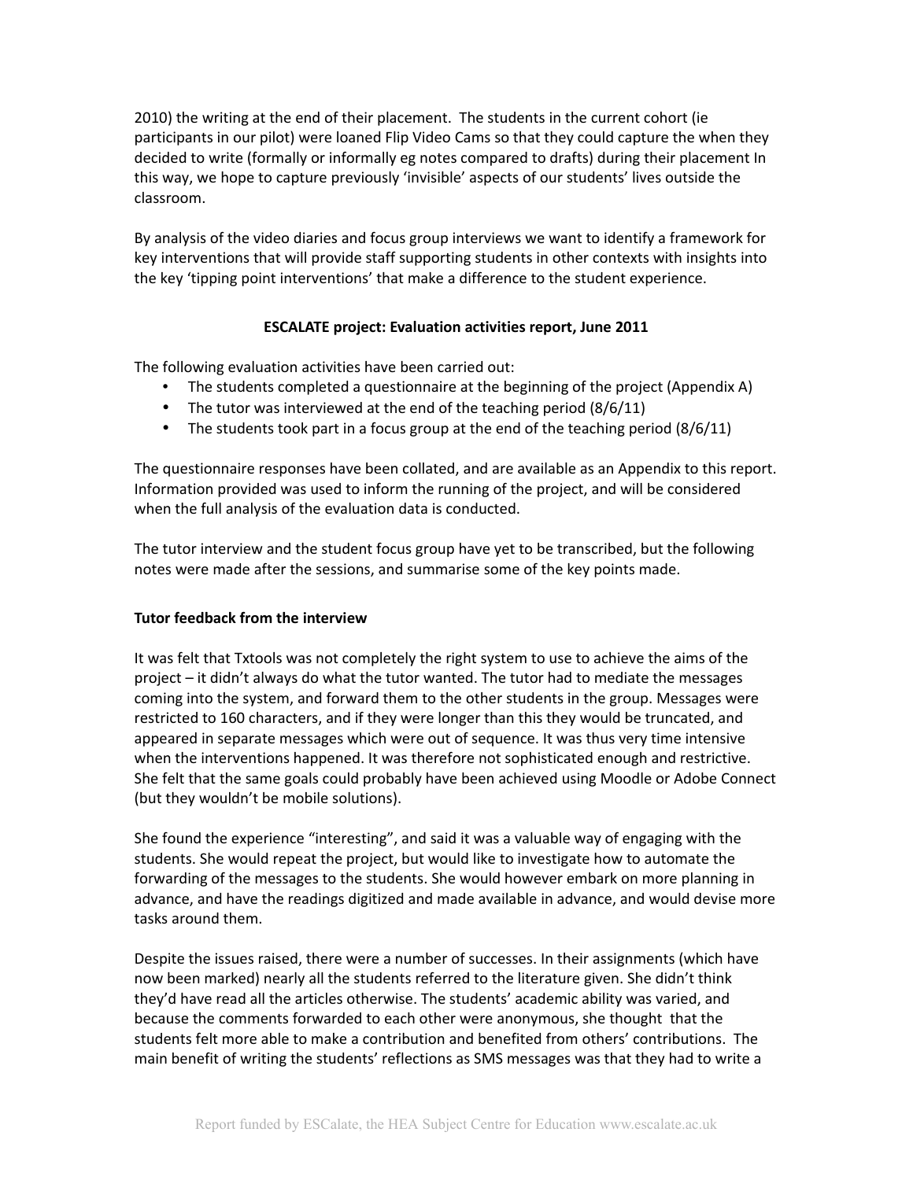2010) the writing at the end of their placement. The students in the current cohort (ie participants in our pilot) were loaned Flip Video Cams so that they could capture the when they decided to write (formally or informally eg notes compared to drafts) during their placement In this way, we hope to capture previously 'invisible' aspects of our students' lives outside the classroom.

By analysis of the video diaries and focus group interviews we want to identify a framework for key interventions that will provide staff supporting students in other contexts with insights into the key 'tipping point interventions' that make a difference to the student experience.

**ESCALATE project: Evaluation activities report, June 2011**

The following evaluation activities have been carried out:

- The students completed a questionnaire at the beginning of the project (Appendix A)
- The tutor was interviewed at the end of the teaching period (8/6/11)
- The students took part in a focus group at the end of the teaching period (8/6/11)

The questionnaire responses have been collated, and are available as an Appendix to this report. Information provided was used to inform the running of the project, and will be considered when the full analysis of the evaluation data is conducted.

The tutor interview and the student focus group have yet to be transcribed, but the following notes were made after the sessions, and summarise some of the key points made.

**Tutor feedback from the interview**

It was felt that Txtools was not completely the right system to use to achieve the aims of the project – it didn't always do what the tutor wanted. The tutor had to mediate the messages coming into the system, and forward them to the other students in the group. Messages were restricted to 160 characters, and if they were longer than this they would be truncated, and appeared in separate messages which were out of sequence. It was thus very time intensive when the interventions happened. It was therefore not sophisticated enough and restrictive. She felt that the same goals could probably have been achieved using Moodle or Adobe Connect (but they wouldn't be mobile solutions).

She found the experience "interesting", and said it was a valuable way of engaging with the students. She would repeat the project, but would like to investigate how to automate the forwarding of the messages to the students. She would however embark on more planning in advance, and have the readings digitized and made available in advance, and would devise more tasks around them.

Despite the issues raised, there were a number of successes. In their assignments (which have now been marked) nearly all the students referred to the literature given. She didn't think they'd have read all the articles otherwise. The students' academic ability was varied, and because the comments forwarded to each other were anonymous, she thought that the students felt more able to make a contribution and benefited from others' contributions. The main benefit of writing the students' reflections as SMS messages was that they had to write a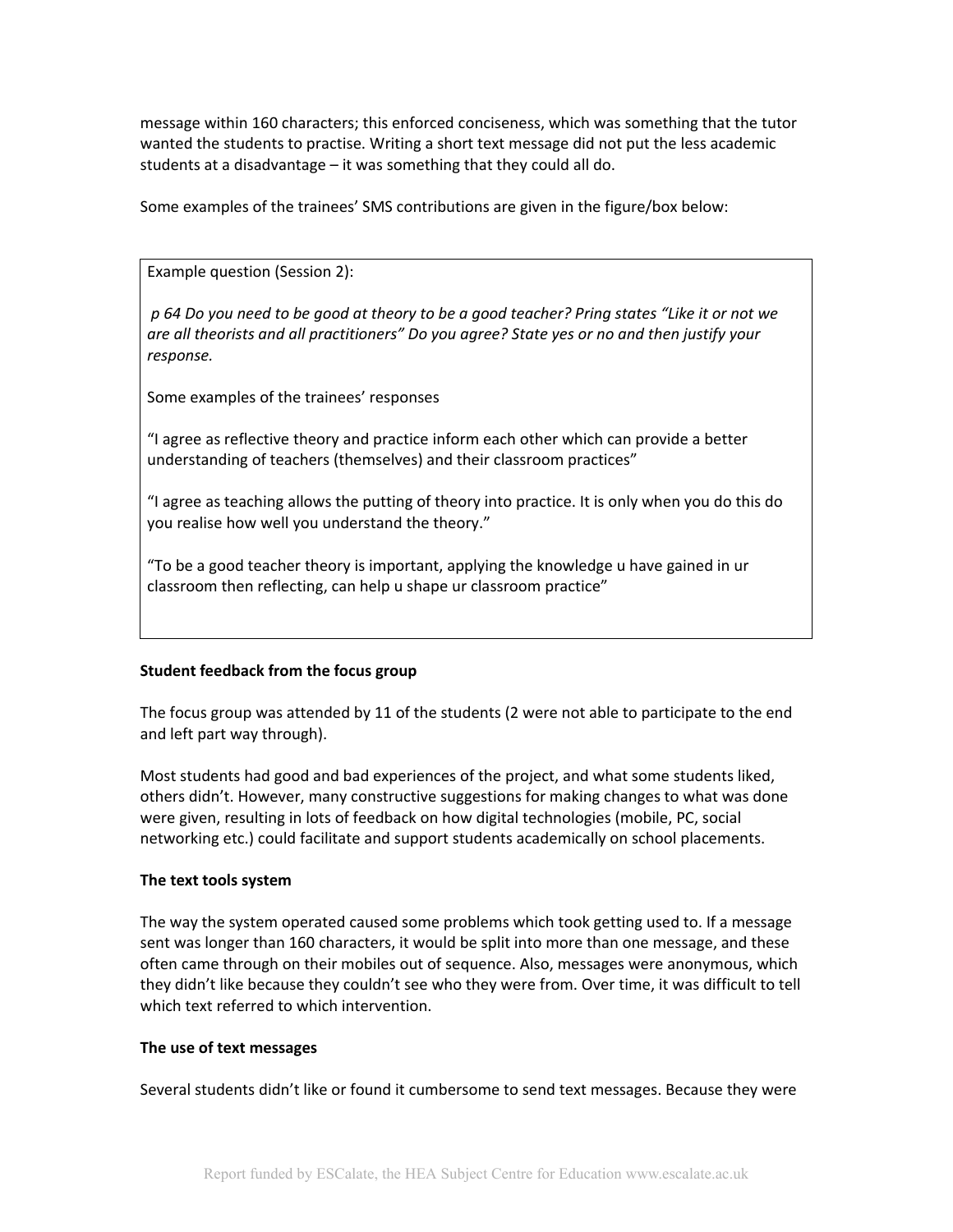message within 160 characters; this enforced conciseness, which was something that the tutor wanted the students to practise. Writing a short text message did not put the less academic students at a disadvantage – it was something that they could all do.

Some examples of the trainees' SMS contributions are given in the figure/box below:

> Example question (Session 2):
>
> *p 64 Do you need to be good at theory to be a good teacher? Pring states "Like it or not we are all theorists and all practitioners" Do you agree? State yes or no and then justify your response.*
>
> Some examples of the trainees' responses
>
> "I agree as reflective theory and practice inform each other which can provide a better understanding of teachers (themselves) and their classroom practices"
>
> "I agree as teaching allows the putting of theory into practice. It is only when you do this do you realise how well you understand the theory."
>
> "To be a good teacher theory is important, applying the knowledge u have gained in ur classroom then reflecting, can help u shape ur classroom practice"

**Student feedback from the focus group**

The focus group was attended by 11 of the students (2 were not able to participate to the end and left part way through).

Most students had good and bad experiences of the project, and what some students liked, others didn't. However, many constructive suggestions for making changes to what was done were given, resulting in lots of feedback on how digital technologies (mobile, PC, social networking etc.) could facilitate and support students academically on school placements.

**The text tools system**

The way the system operated caused some problems which took getting used to. If a message sent was longer than 160 characters, it would be split into more than one message, and these often came through on their mobiles out of sequence. Also, messages were anonymous, which they didn't like because they couldn't see who they were from. Over time, it was difficult to tell which text referred to which intervention.

**The use of text messages**

Several students didn't like or found it cumbersome to send text messages. Because they were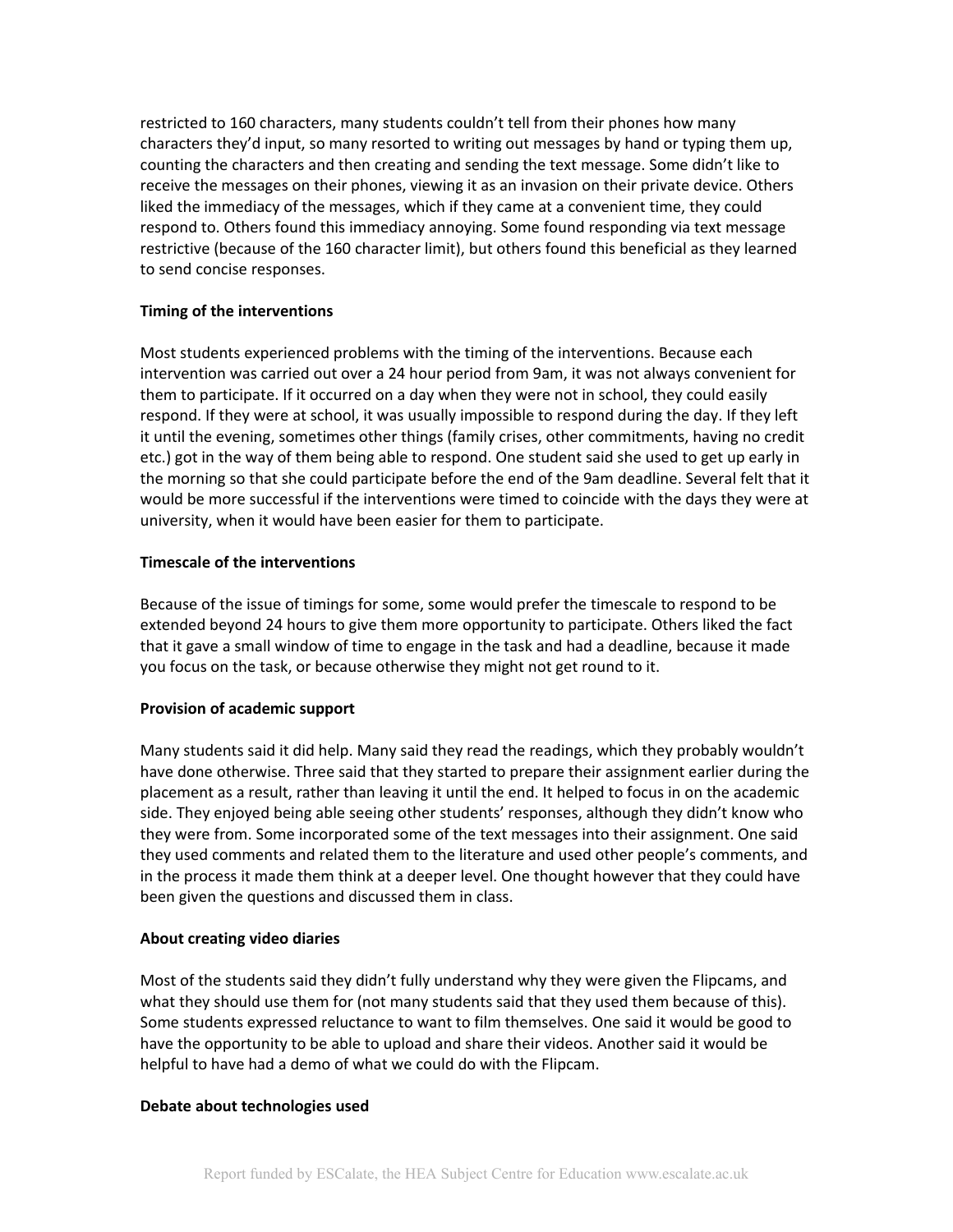restricted to 160 characters, many students couldn't tell from their phones how many characters they'd input, so many resorted to writing out messages by hand or typing them up, counting the characters and then creating and sending the text message. Some didn't like to receive the messages on their phones, viewing it as an invasion on their private device. Others liked the immediacy of the messages, which if they came at a convenient time, they could respond to. Others found this immediacy annoying. Some found responding via text message restrictive (because of the 160 character limit), but others found this beneficial as they learned to send concise responses.

**Timing of the interventions**

Most students experienced problems with the timing of the interventions. Because each intervention was carried out over a 24 hour period from 9am, it was not always convenient for them to participate. If it occurred on a day when they were not in school, they could easily respond. If they were at school, it was usually impossible to respond during the day. If they left it until the evening, sometimes other things (family crises, other commitments, having no credit etc.) got in the way of them being able to respond. One student said she used to get up early in the morning so that she could participate before the end of the 9am deadline. Several felt that it would be more successful if the interventions were timed to coincide with the days they were at university, when it would have been easier for them to participate.

**Timescale of the interventions**

Because of the issue of timings for some, some would prefer the timescale to respond to be extended beyond 24 hours to give them more opportunity to participate. Others liked the fact that it gave a small window of time to engage in the task and had a deadline, because it made you focus on the task, or because otherwise they might not get round to it.

**Provision of academic support**

Many students said it did help. Many said they read the readings, which they probably wouldn't have done otherwise. Three said that they started to prepare their assignment earlier during the placement as a result, rather than leaving it until the end. It helped to focus in on the academic side. They enjoyed being able seeing other students' responses, although they didn't know who they were from. Some incorporated some of the text messages into their assignment. One said they used comments and related them to the literature and used other people's comments, and in the process it made them think at a deeper level. One thought however that they could have been given the questions and discussed them in class.

**About creating video diaries**

Most of the students said they didn't fully understand why they were given the Flipcams, and what they should use them for (not many students said that they used them because of this). Some students expressed reluctance to want to film themselves. One said it would be good to have the opportunity to be able to upload and share their videos. Another said it would be helpful to have had a demo of what we could do with the Flipcam.

**Debate about technologies used**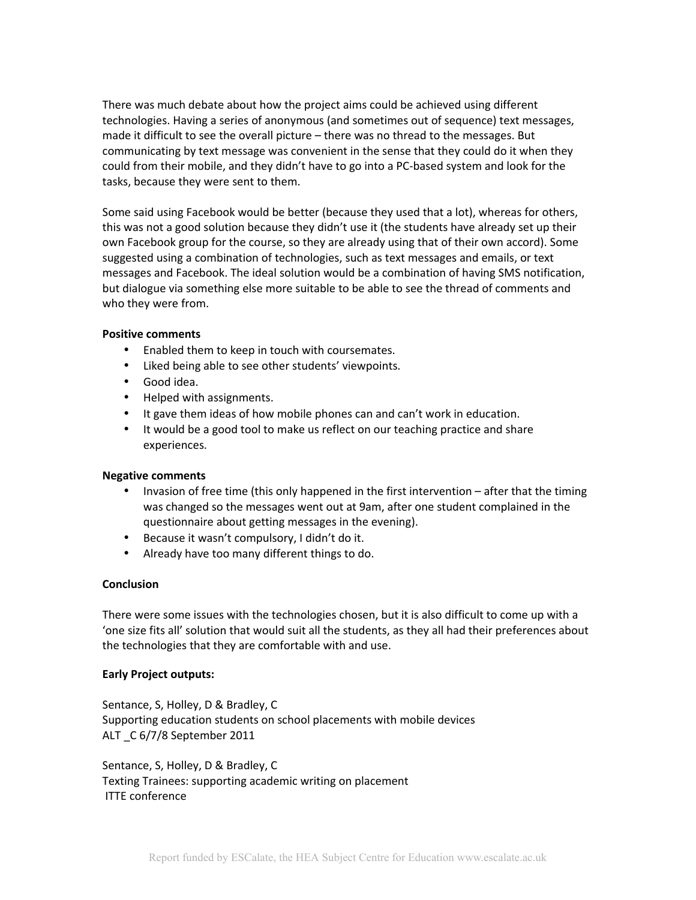There was much debate about how the project aims could be achieved using different technologies. Having a series of anonymous (and sometimes out of sequence) text messages, made it difficult to see the overall picture – there was no thread to the messages. But communicating by text message was convenient in the sense that they could do it when they could from their mobile, and they didn't have to go into a PC-based system and look for the tasks, because they were sent to them.

Some said using Facebook would be better (because they used that a lot), whereas for others, this was not a good solution because they didn't use it (the students have already set up their own Facebook group for the course, so they are already using that of their own accord). Some suggested using a combination of technologies, such as text messages and emails, or text messages and Facebook. The ideal solution would be a combination of having SMS notification, but dialogue via something else more suitable to be able to see the thread of comments and who they were from.

**Positive comments**

- Enabled them to keep in touch with coursemates.
- Liked being able to see other students' viewpoints.
- Good idea.
- Helped with assignments.
- It gave them ideas of how mobile phones can and can't work in education.
- It would be a good tool to make us reflect on our teaching practice and share experiences.

**Negative comments**

- Invasion of free time (this only happened in the first intervention – after that the timing was changed so the messages went out at 9am, after one student complained in the questionnaire about getting messages in the evening).
- Because it wasn't compulsory, I didn't do it.
- Already have too many different things to do.

**Conclusion**

There were some issues with the technologies chosen, but it is also difficult to come up with a 'one size fits all' solution that would suit all the students, as they all had their preferences about the technologies that they are comfortable with and use.

**Early Project outputs:**

Sentance, S, Holley, D & Bradley, C
Supporting education students on school placements with mobile devices
ALT _C 6/7/8 September 2011

Sentance, S, Holley, D & Bradley, C
Texting Trainees: supporting academic writing on placement
ITTE conference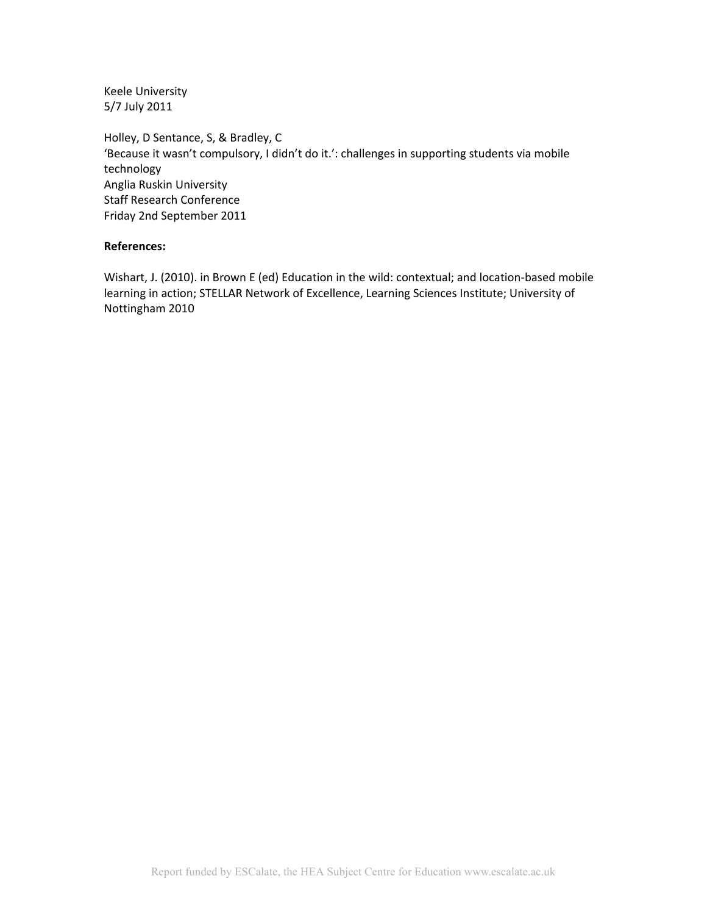Keele University
5/7 July 2011

Holley, D Sentance, S, & Bradley, C
'Because it wasn't compulsory, I didn't do it.': challenges in supporting students via mobile technology
Anglia Ruskin University
Staff Research Conference
Friday 2nd September 2011

**References:**

Wishart, J. (2010). in Brown E (ed) Education in the wild: contextual; and location-based mobile learning in action; STELLAR Network of Excellence, Learning Sciences Institute; University of Nottingham 2010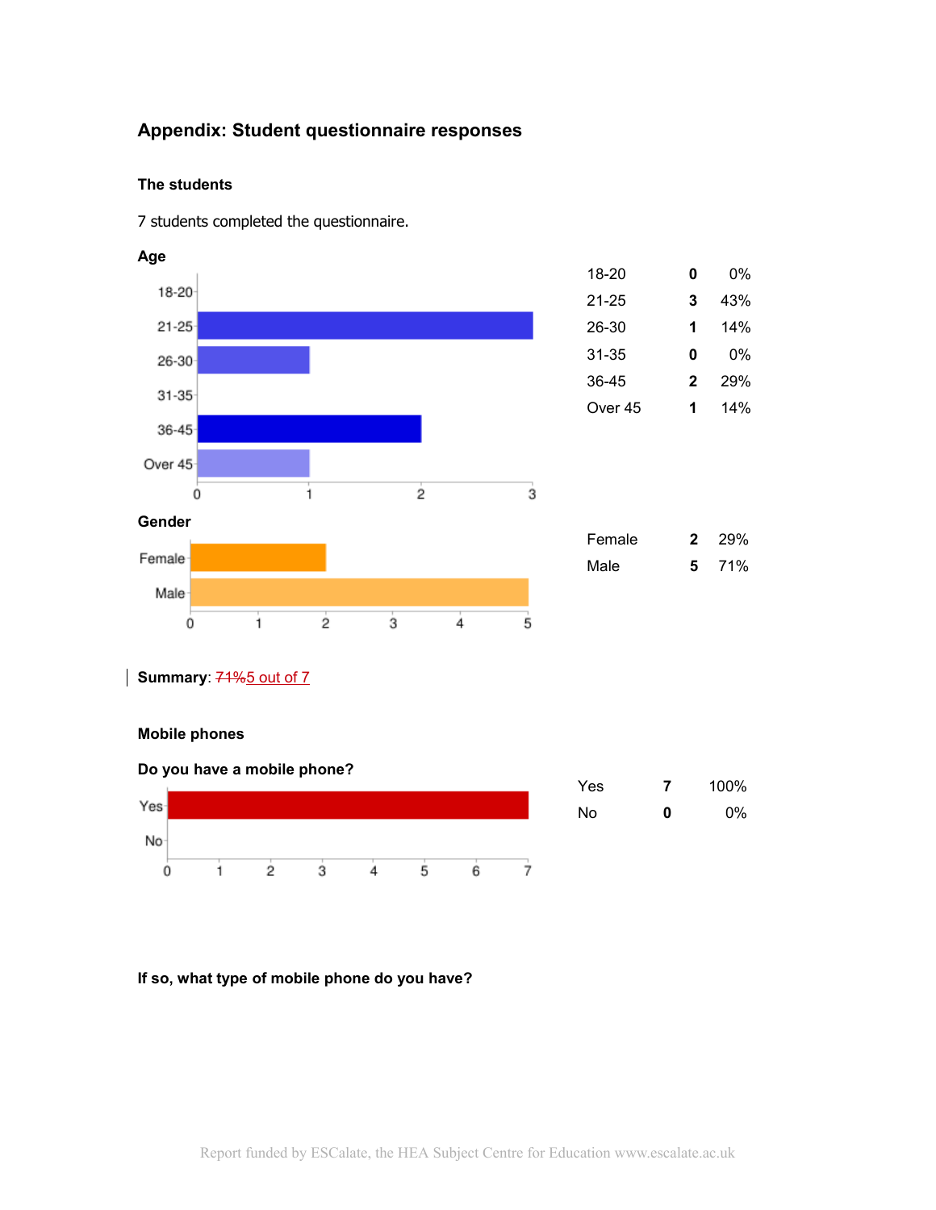# Appendix: Student questionnaire responses

### The students

7 students completed the questionnaire.

### Age

| | | |
|---|---|---|
| 18-20 | **0** | 0% |
| 21-25 | **3** | 43% |
| 26-30 | **1** | 14% |
| 31-35 | **0** | 0% |
| 36-45 | **2** | 29% |
| Over 45 | **1** | 14% |

### Gender

| | | |
|---|---|---|
| Female | **2** | 29% |
| Male | **5** | 71% |

**Summary**: ~~71%~~5 out of 7

### Mobile phones

### Do you have a mobile phone?

| | | |
|---|---|---|
| Yes | **7** | 100% |
| No | **0** | 0% |

### If so, what type of mobile phone do you have?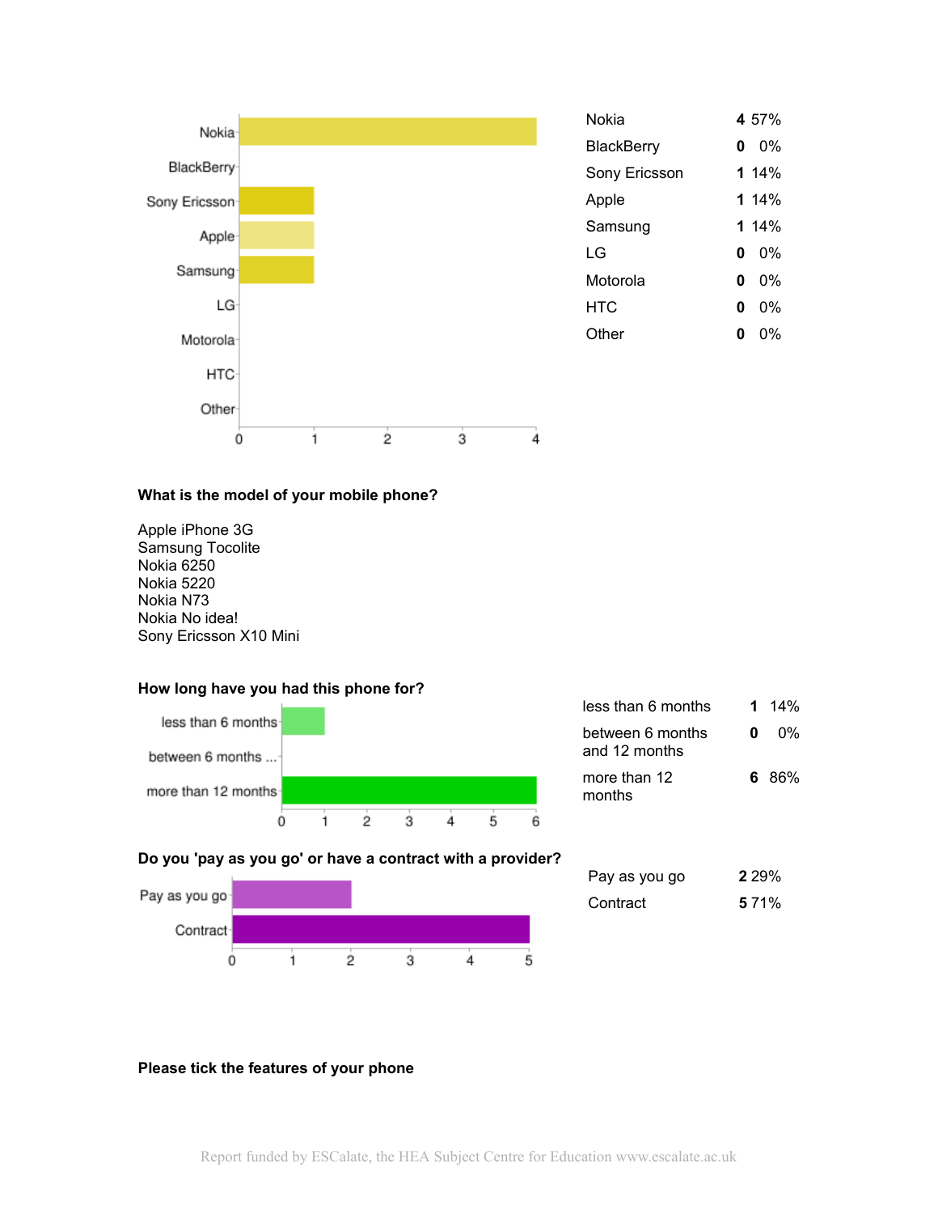| | | |
|---|---|---|
| Nokia | **4** | 57% |
| BlackBerry | **0** | 0% |
| Sony Ericsson | **1** | 14% |
| Apple | **1** | 14% |
| Samsung | **1** | 14% |
| LG | **0** | 0% |
| Motorola | **0** | 0% |
| HTC | **0** | 0% |
| Other | **0** | 0% |

**What is the model of your mobile phone?**

Apple iPhone 3G
Samsung Tocolite
Nokia 6250
Nokia 5220
Nokia N73
Nokia No idea!
Sony Ericsson X10 Mini

**How long have you had this phone for?**

| | | |
|---|---|---|
| less than 6 months | **1** | 14% |
| between 6 months and 12 months | **0** | 0% |
| more than 12 months | **6** | 86% |

**Do you 'pay as you go' or have a contract with a provider?**

| | | |
|---|---|---|
| Pay as you go | **2** | 29% |
| Contract | **5** | 71% |

**Please tick the features of your phone**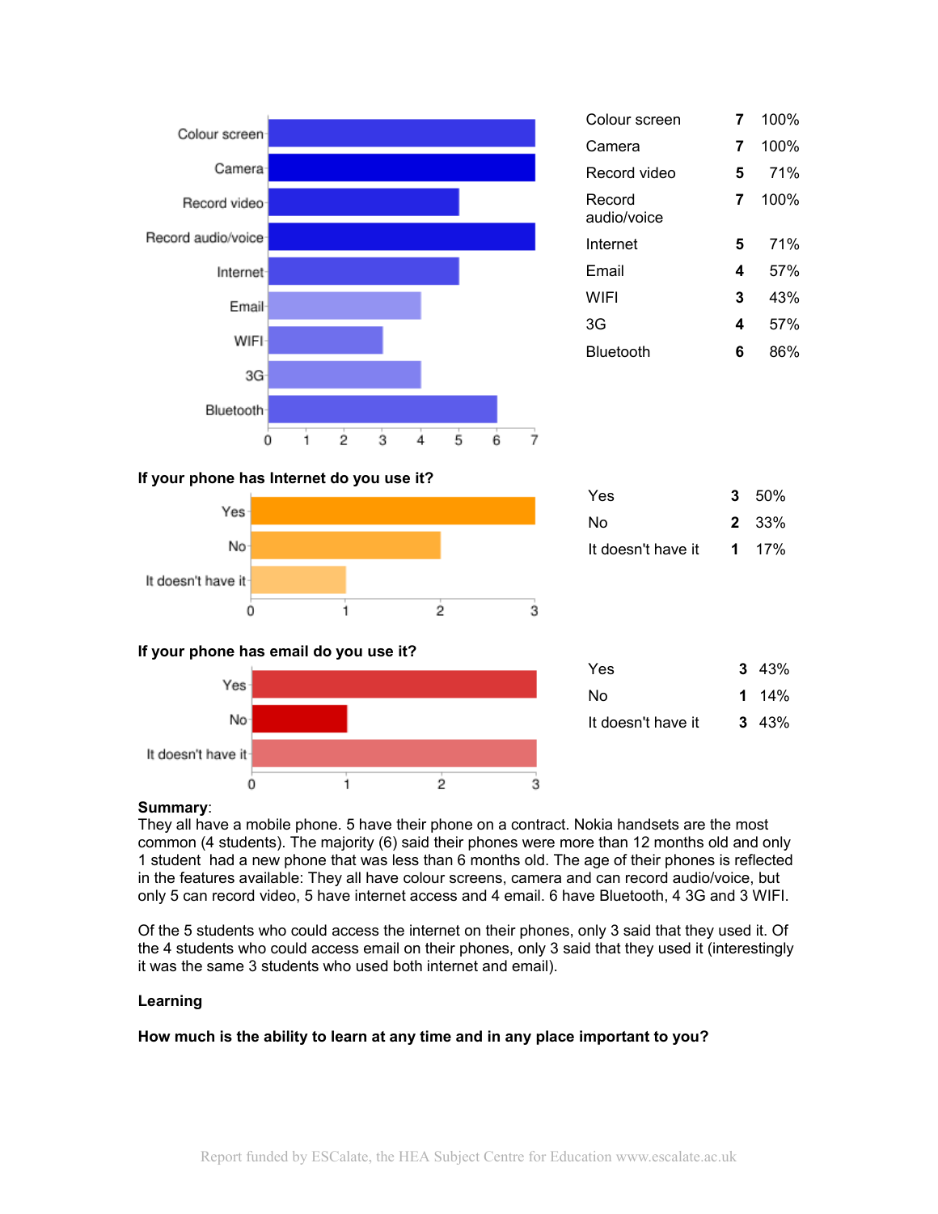| | | |
|---|---|---|
| Colour screen | 7 | 100% |
| Camera | 7 | 100% |
| Record video | 5 | 71% |
| Record audio/voice | 7 | 100% |
| Internet | 5 | 71% |
| Email | 4 | 57% |
| WIFI | 3 | 43% |
| 3G | 4 | 57% |
| Bluetooth | 6 | 86% |

**If your phone has Internet do you use it?**

| | | |
|---|---|---|
| Yes | 3 | 50% |
| No | 2 | 33% |
| It doesn't have it | 1 | 17% |

**If your phone has email do you use it?**

| | | |
|---|---|---|
| Yes | 3 | 43% |
| No | 1 | 14% |
| It doesn't have it | 3 | 43% |

**Summary**:
They all have a mobile phone. 5 have their phone on a contract. Nokia handsets are the most common (4 students). The majority (6) said their phones were more than 12 months old and only 1 student had a new phone that was less than 6 months old. The age of their phones is reflected in the features available: They all have colour screens, camera and can record audio/voice, but only 5 can record video, 5 have internet access and 4 email. 6 have Bluetooth, 4 3G and 3 WIFI.

Of the 5 students who could access the internet on their phones, only 3 said that they used it. Of the 4 students who could access email on their phones, only 3 said that they used it (interestingly it was the same 3 students who used both internet and email).

**Learning**

**How much is the ability to learn at any time and in any place important to you?**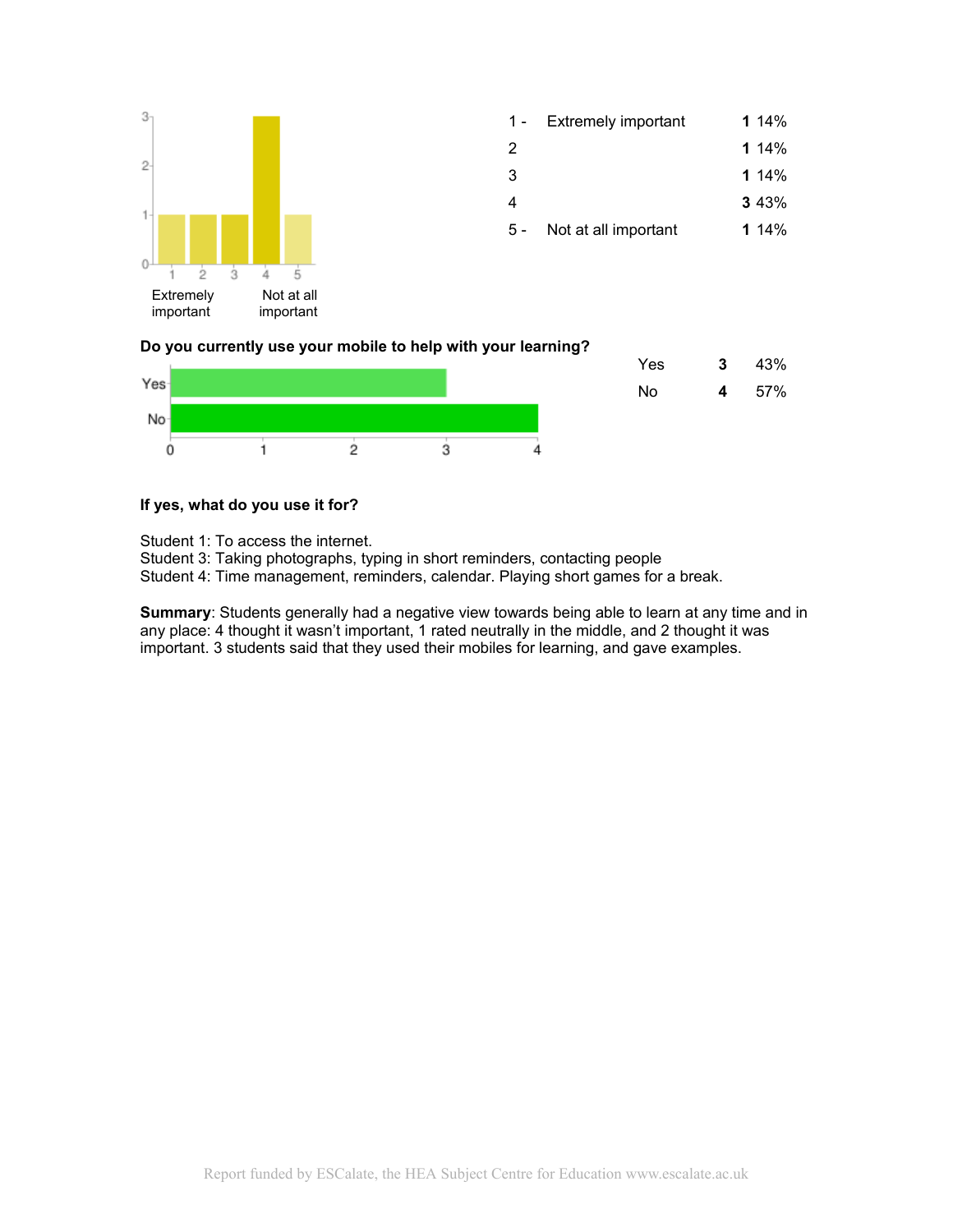| | | | |
|---|---|---|---|
| 1 - | Extremely important | **1** | 14% |
| 2 | | **1** | 14% |
| 3 | | **1** | 14% |
| 4 | | **3** | 43% |
| 5 - | Not at all important | **1** | 14% |

**Do you currently use your mobile to help with your learning?**

| | | |
|---|---|---|
| Yes | **3** | 43% |
| No | **4** | 57% |

**If yes, what do you use it for?**

Student 1: To access the internet.
Student 3: Taking photographs, typing in short reminders, contacting people
Student 4: Time management, reminders, calendar. Playing short games for a break.

**Summary**: Students generally had a negative view towards being able to learn at any time and in any place: 4 thought it wasn't important, 1 rated neutrally in the middle, and 2 thought it was important. 3 students said that they used their mobiles for learning, and gave examples.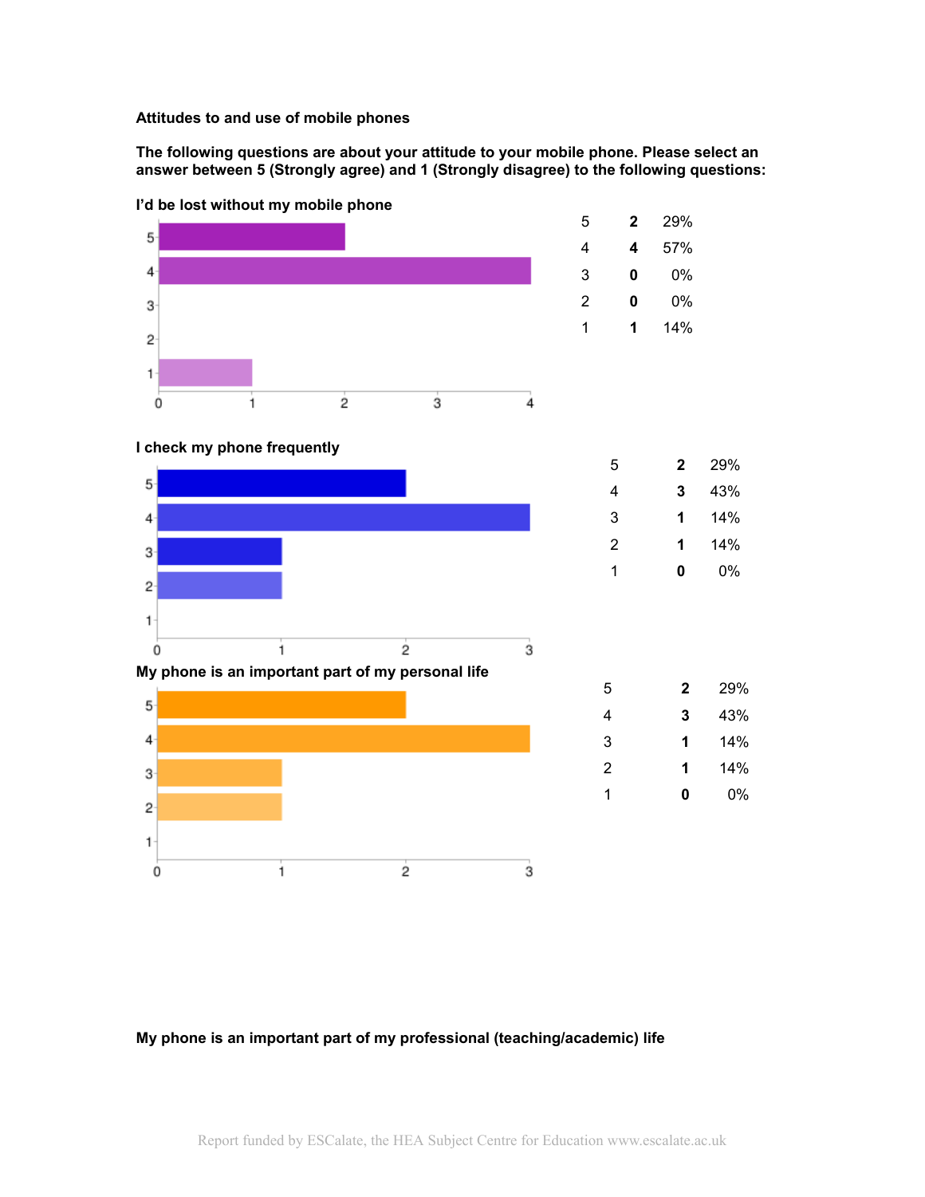**Attitudes to and use of mobile phones**

**The following questions are about your attitude to your mobile phone. Please select an answer between 5 (Strongly agree) and 1 (Strongly disagree) to the following questions:**

**I'd be lost without my mobile phone**

| Response | Count | Percentage |
|---|---|---|
| 5 | **2** | 29% |
| 4 | **4** | 57% |
| 3 | **0** | 0% |
| 2 | **0** | 0% |
| 1 | **1** | 14% |

**I check my phone frequently**

| Response | Count | Percentage |
|---|---|---|
| 5 | **2** | 29% |
| 4 | **3** | 43% |
| 3 | **1** | 14% |
| 2 | **1** | 14% |
| 1 | **0** | 0% |

**My phone is an important part of my personal life**

| Response | Count | Percentage |
|---|---|---|
| 5 | **2** | 29% |
| 4 | **3** | 43% |
| 3 | **1** | 14% |
| 2 | **1** | 14% |
| 1 | **0** | 0% |

**My phone is an important part of my professional (teaching/academic) life**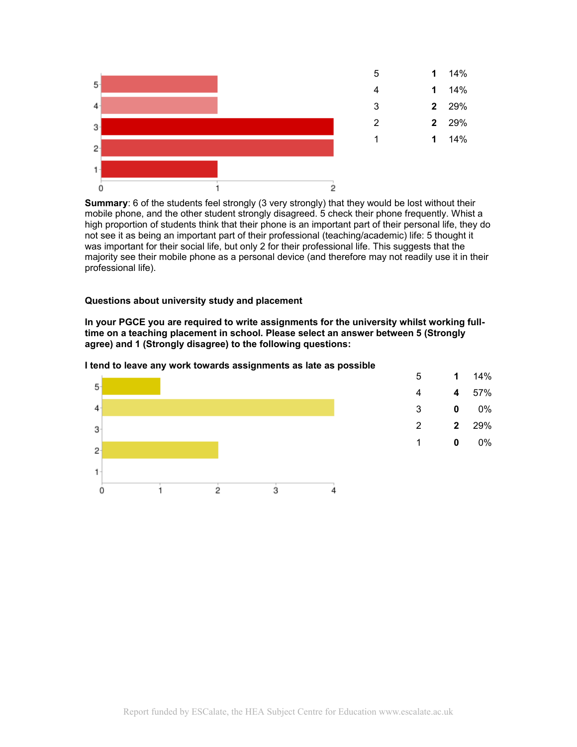| | | |
|---|---|---|
| 5 | **1** | 14% |
| 4 | **1** | 14% |
| 3 | **2** | 29% |
| 2 | **2** | 29% |
| 1 | **1** | 14% |

**Summary**: 6 of the students feel strongly (3 very strongly) that they would be lost without their mobile phone, and the other student strongly disagreed. 5 check their phone frequently. Whilst a high proportion of students think that their phone is an important part of their personal life, they do not see it as being an important part of their professional (teaching/academic) life: 5 thought it was important for their social life, but only 2 for their professional life. This suggests that the majority see their mobile phone as a personal device (and therefore may not readily use it in their professional life).

**Questions about university study and placement**

**In your PGCE you are required to write assignments for the university whilst working full-time on a teaching placement in school. Please select an answer between 5 (Strongly agree) and 1 (Strongly disagree) to the following questions:**

**I tend to leave any work towards assignments as late as possible**

| | | |
|---|---|---|
| 5 | **1** | 14% |
| 4 | **4** | 57% |
| 3 | **0** | 0% |
| 2 | **2** | 29% |
| 1 | **0** | 0% |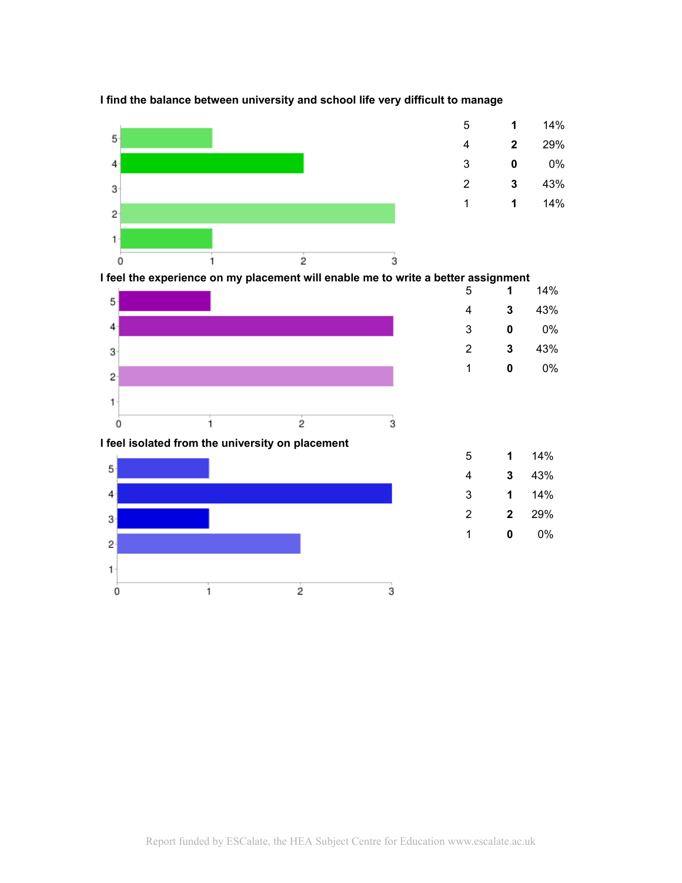**I find the balance between university and school life very difficult to manage**

| | | |
|---|---|---|
| 5 | **1** | 14% |
| 4 | **2** | 29% |
| 3 | **0** | 0% |
| 2 | **3** | 43% |
| 1 | **1** | 14% |

**I feel the experience on my placement will enable me to write a better assignment**

| | | |
|---|---|---|
| 5 | **1** | 14% |
| 4 | **3** | 43% |
| 3 | **0** | 0% |
| 2 | **3** | 43% |
| 1 | **0** | 0% |

**I feel isolated from the university on placement**

| | | |
|---|---|---|
| 5 | **1** | 14% |
| 4 | **3** | 43% |
| 3 | **1** | 14% |
| 2 | **2** | 29% |
| 1 | **0** | 0% |

Report funded by ESCalate, the HEA Subject Centre for Education www.escalate.ac.uk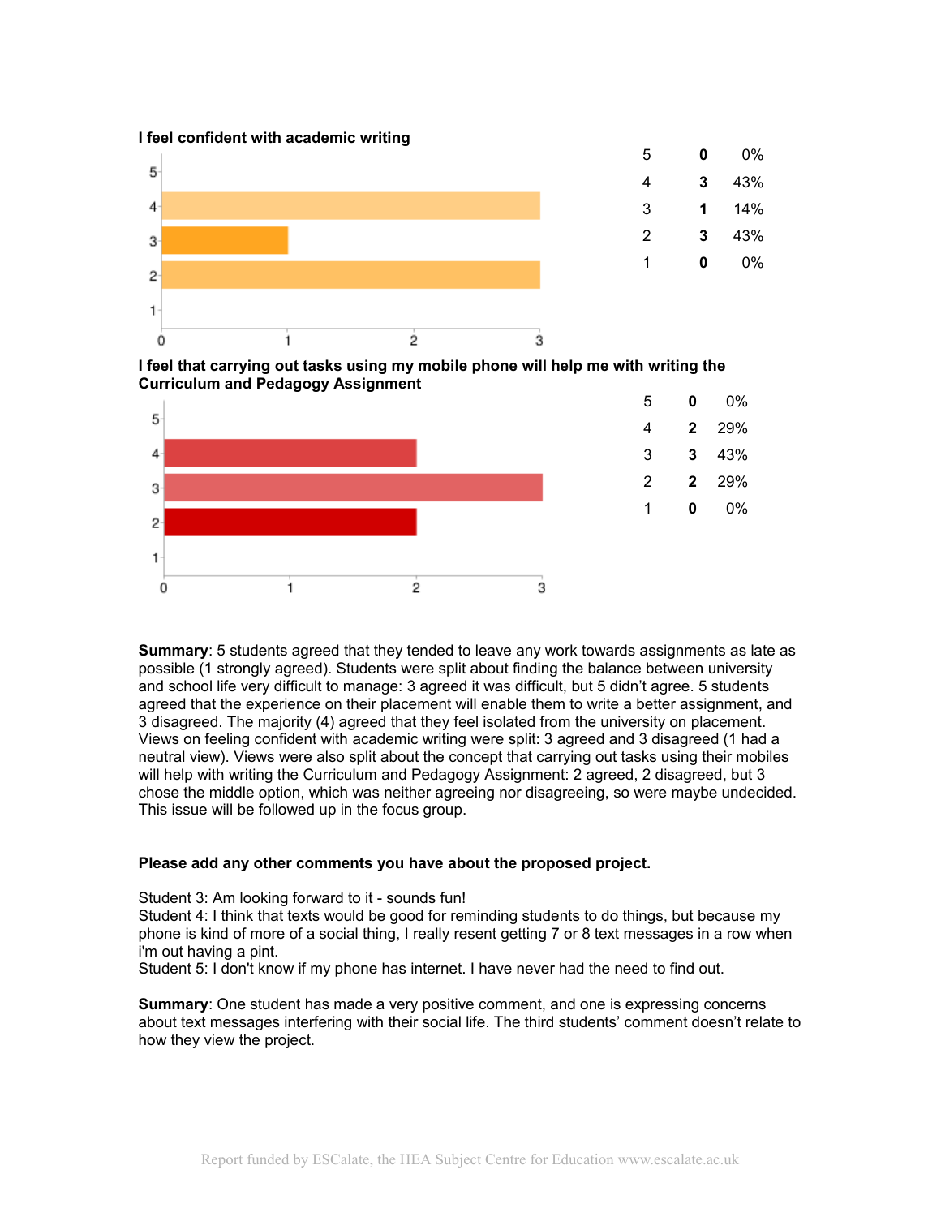**I feel confident with academic writing**

5
4
3
2
1
0 1 2 3

5 **0** 0%
4 **3** 43%
3 **1** 14%
2 **3** 43%
1 **0** 0%

**I feel that carrying out tasks using my mobile phone will help me with writing the Curriculum and Pedagogy Assignment**

5
4
3
2
1
0 1 2 3

5 **0** 0%
4 **2** 29%
3 **3** 43%
2 **2** 29%
1 **0** 0%

**Summary**: 5 students agreed that they tended to leave any work towards assignments as late as possible (1 strongly agreed). Students were split about finding the balance between university and school life very difficult to manage: 3 agreed it was difficult, but 5 didn't agree. 5 students agreed that the experience on their placement will enable them to write a better assignment, and 3 disagreed. The majority (4) agreed that they feel isolated from the university on placement. Views on feeling confident with academic writing were split: 3 agreed and 3 disagreed (1 had a neutral view). Views were also split about the concept that carrying out tasks using their mobiles will help with writing the Curriculum and Pedagogy Assignment: 2 agreed, 2 disagreed, but 3 chose the middle option, which was neither agreeing nor disagreeing, so were maybe undecided. This issue will be followed up in the focus group.

**Please add any other comments you have about the proposed project.**

Student 3: Am looking forward to it - sounds fun!
Student 4: I think that texts would be good for reminding students to do things, but because my phone is kind of more of a social thing, I really resent getting 7 or 8 text messages in a row when i'm out having a pint.
Student 5: I don't know if my phone has internet. I have never had the need to find out.

**Summary**: One student has made a very positive comment, and one is expressing concerns about text messages interfering with their social life. The third students' comment doesn't relate to how they view the project.